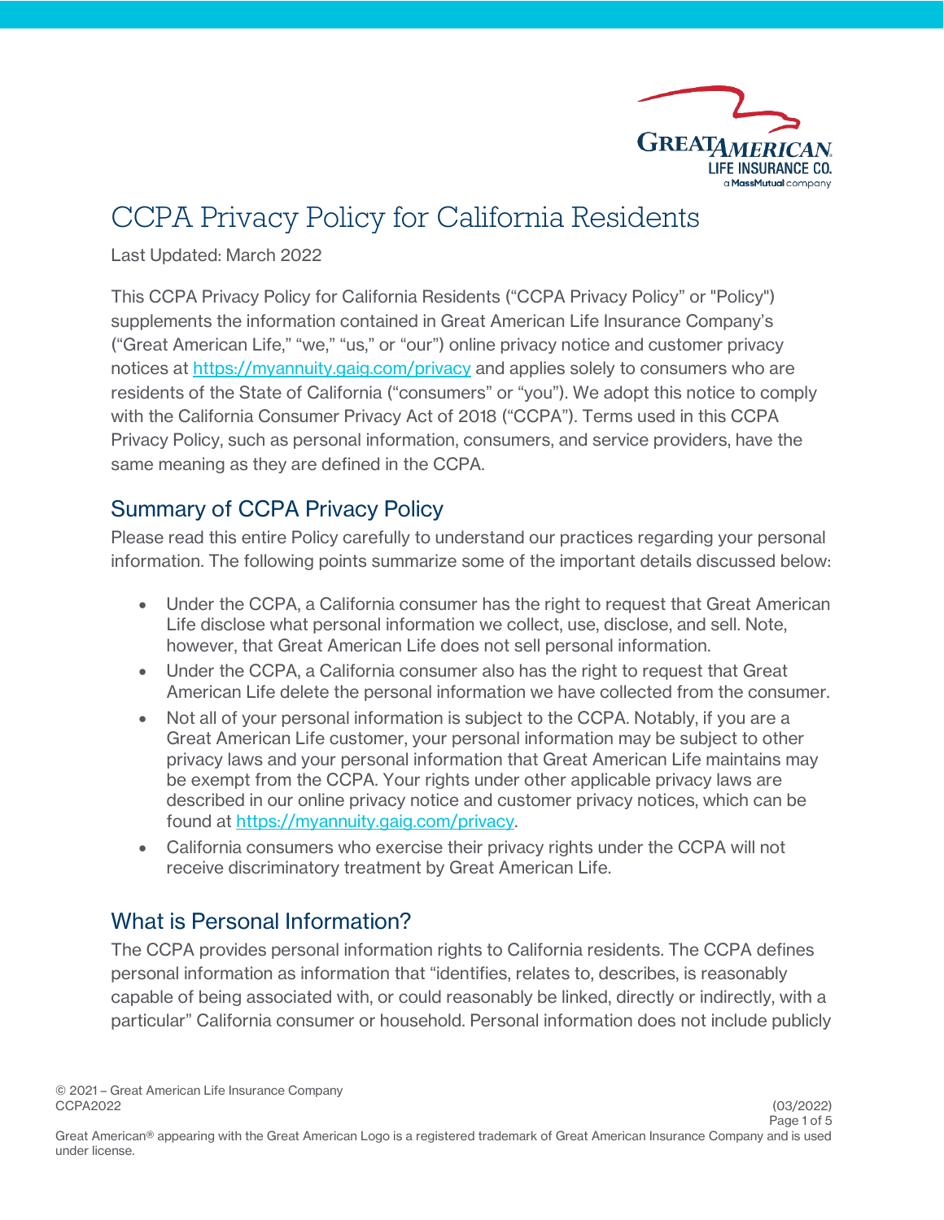# CCPA Privacy Policy for California Residents

Last Updated: March 2022

This CCPA Privacy Policy for California Residents ("CCPA Privacy Policy" or "Policy") supplements the information contained in Great American Life Insurance Company's ("Great American Life," "we," "us," or "our") online privacy notice and customer privacy notices at https://myannuity.gaig.com/privacy and applies solely to consumers who are residents of the State of California ("consumers" or "you"). We adopt this notice to comply with the California Consumer Privacy Act of 2018 ("CCPA"). Terms used in this CCPA Privacy Policy, such as personal information, consumers, and service providers, have the same meaning as they are defined in the CCPA.

## Summary of CCPA Privacy Policy

Please read this entire Policy carefully to understand our practices regarding your personal information. The following points summarize some of the important details discussed below:

- Under the CCPA, a California consumer has the right to request that Great American Life disclose what personal information we collect, use, disclose, and sell. Note, however, that Great American Life does not sell personal information.
- Under the CCPA, a California consumer also has the right to request that Great American Life delete the personal information we have collected from the consumer.
- Not all of your personal information is subject to the CCPA. Notably, if you are a Great American Life customer, your personal information may be subject to other privacy laws and your personal information that Great American Life maintains may be exempt from the CCPA. Your rights under other applicable privacy laws are described in our online privacy notice and customer privacy notices, which can be found at https://myannuity.gaig.com/privacy.
- California consumers who exercise their privacy rights under the CCPA will not receive discriminatory treatment by Great American Life.

## What is Personal Information?

The CCPA provides personal information rights to California residents. The CCPA defines personal information as information that "identifies, relates to, describes, is reasonably capable of being associated with, or could reasonably be linked, directly or indirectly, with a particular" California consumer or household. Personal information does not include publicly

© 2021 – Great American Life Insurance Company
CCPA2022 (03/2022)

Great American® appearing with the Great American Logo is a registered trademark of Great American Insurance Company and is used under license.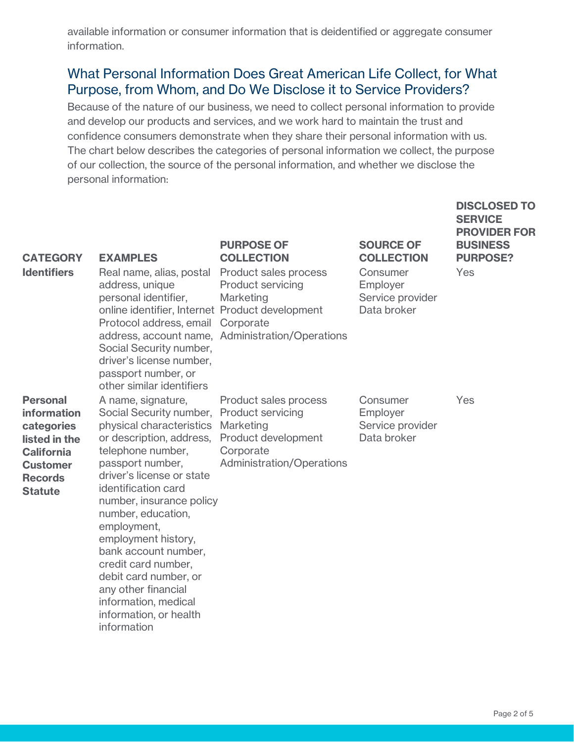available information or consumer information that is deidentified or aggregate consumer information.

## What Personal Information Does Great American Life Collect, for What Purpose, from Whom, and Do We Disclose it to Service Providers?

Because of the nature of our business, we need to collect personal information to provide and develop our products and services, and we work hard to maintain the trust and confidence consumers demonstrate when they share their personal information with us. The chart below describes the categories of personal information we collect, the purpose of our collection, the source of the personal information, and whether we disclose the personal information:

| CATEGORY | EXAMPLES | PURPOSE OF COLLECTION | SOURCE OF COLLECTION | DISCLOSED TO SERVICE PROVIDER FOR BUSINESS PURPOSE? |
|---|---|---|---|---|
| **Identifiers** | Real name, alias, postal address, unique personal identifier, online identifier, Internet Protocol address, email address, account name, Social Security number, driver's license number, passport number, or other similar identifiers | Product sales process<br>Product servicing<br>Marketing<br>Product development<br>Corporate Administration/Operations | Consumer<br>Employer<br>Service provider<br>Data broker | Yes |
| **Personal information categories listed in the California Customer Records Statute** | A name, signature, Social Security number, physical characteristics or description, address, telephone number, passport number, driver's license or state identification card number, insurance policy number, education, employment, employment history, bank account number, credit card number, debit card number, or any other financial information, medical information, or health information | Product sales process<br>Product servicing<br>Marketing<br>Product development<br>Corporate Administration/Operations | Consumer<br>Employer<br>Service provider<br>Data broker | Yes |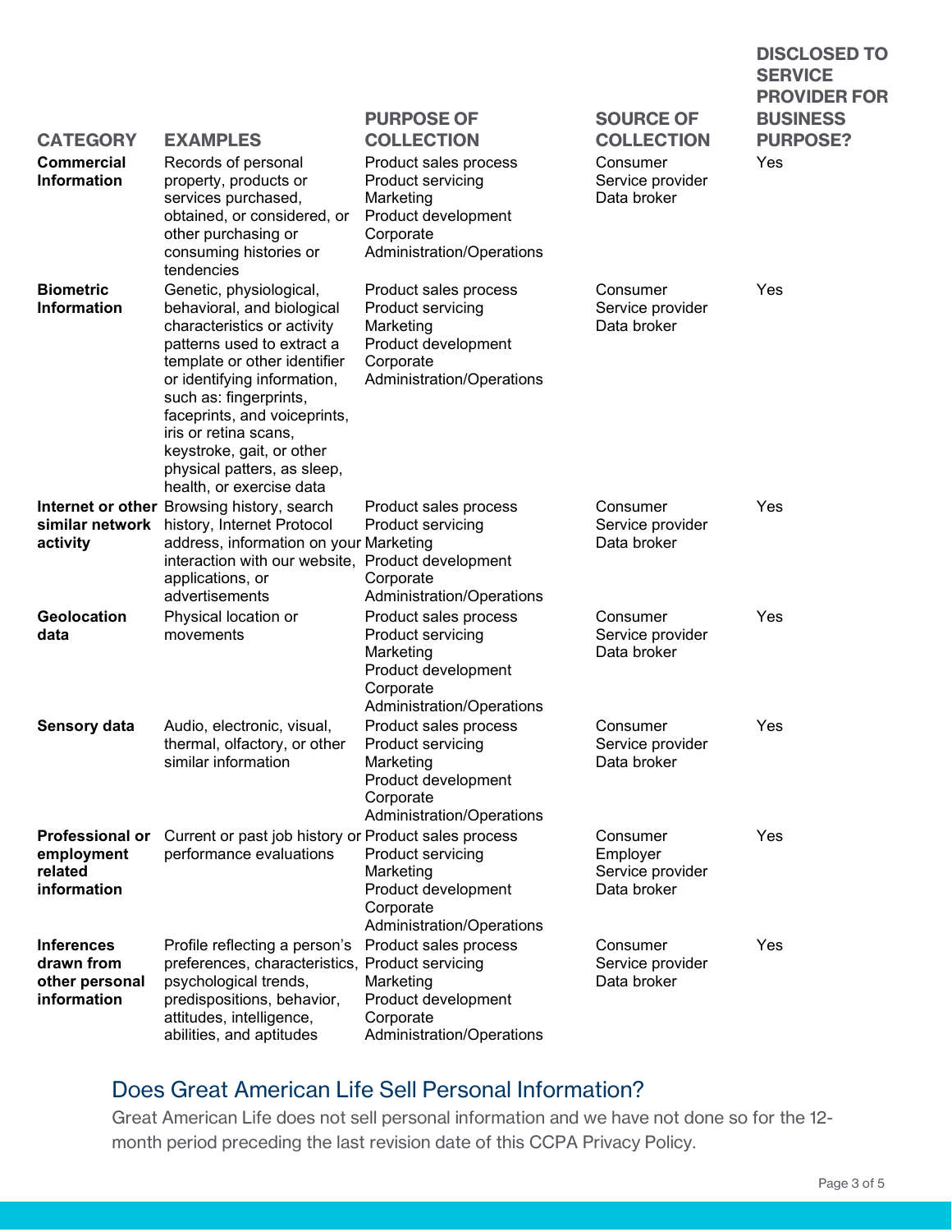| CATEGORY | EXAMPLES | PURPOSE OF COLLECTION | SOURCE OF COLLECTION | DISCLOSED TO SERVICE PROVIDER FOR BUSINESS PURPOSE? |
|---|---|---|---|---|
| **Commercial Information** | Records of personal property, products or services purchased, obtained, or considered, or other purchasing or consuming histories or tendencies | Product sales process<br>Product servicing<br>Marketing<br>Product development<br>Corporate<br>Administration/Operations | Consumer<br>Service provider<br>Data broker | Yes |
| **Biometric Information** | Genetic, physiological, behavioral, and biological characteristics or activity patterns used to extract a template or other identifier or identifying information, such as: fingerprints, faceprints, and voiceprints, iris or retina scans, keystroke, gait, or other physical patters, as sleep, health, or exercise data | Product sales process<br>Product servicing<br>Marketing<br>Product development<br>Corporate<br>Administration/Operations | Consumer<br>Service provider<br>Data broker | Yes |
| **Internet or other similar network activity** | Browsing history, search history, Internet Protocol address, information on your interaction with our website, applications, or advertisements | Product sales process<br>Product servicing<br>Marketing<br>Product development<br>Corporate<br>Administration/Operations | Consumer<br>Service provider<br>Data broker | Yes |
| **Geolocation data** | Physical location or movements | Product sales process<br>Product servicing<br>Marketing<br>Product development<br>Corporate<br>Administration/Operations | Consumer<br>Service provider<br>Data broker | Yes |
| **Sensory data** | Audio, electronic, visual, thermal, olfactory, or other similar information | Product sales process<br>Product servicing<br>Marketing<br>Product development<br>Corporate<br>Administration/Operations | Consumer<br>Service provider<br>Data broker | Yes |
| **Professional or employment related information** | Current or past job history or performance evaluations | Product sales process<br>Product servicing<br>Marketing<br>Product development<br>Corporate<br>Administration/Operations | Consumer<br>Employer<br>Service provider<br>Data broker | Yes |
| **Inferences drawn from other personal information** | Profile reflecting a person's preferences, characteristics, psychological trends, predispositions, behavior, attitudes, intelligence, abilities, and aptitudes | Product sales process<br>Product servicing<br>Marketing<br>Product development<br>Corporate<br>Administration/Operations | Consumer<br>Service provider<br>Data broker | Yes |

## Does Great American Life Sell Personal Information?

Great American Life does not sell personal information and we have not done so for the 12-month period preceding the last revision date of this CCPA Privacy Policy.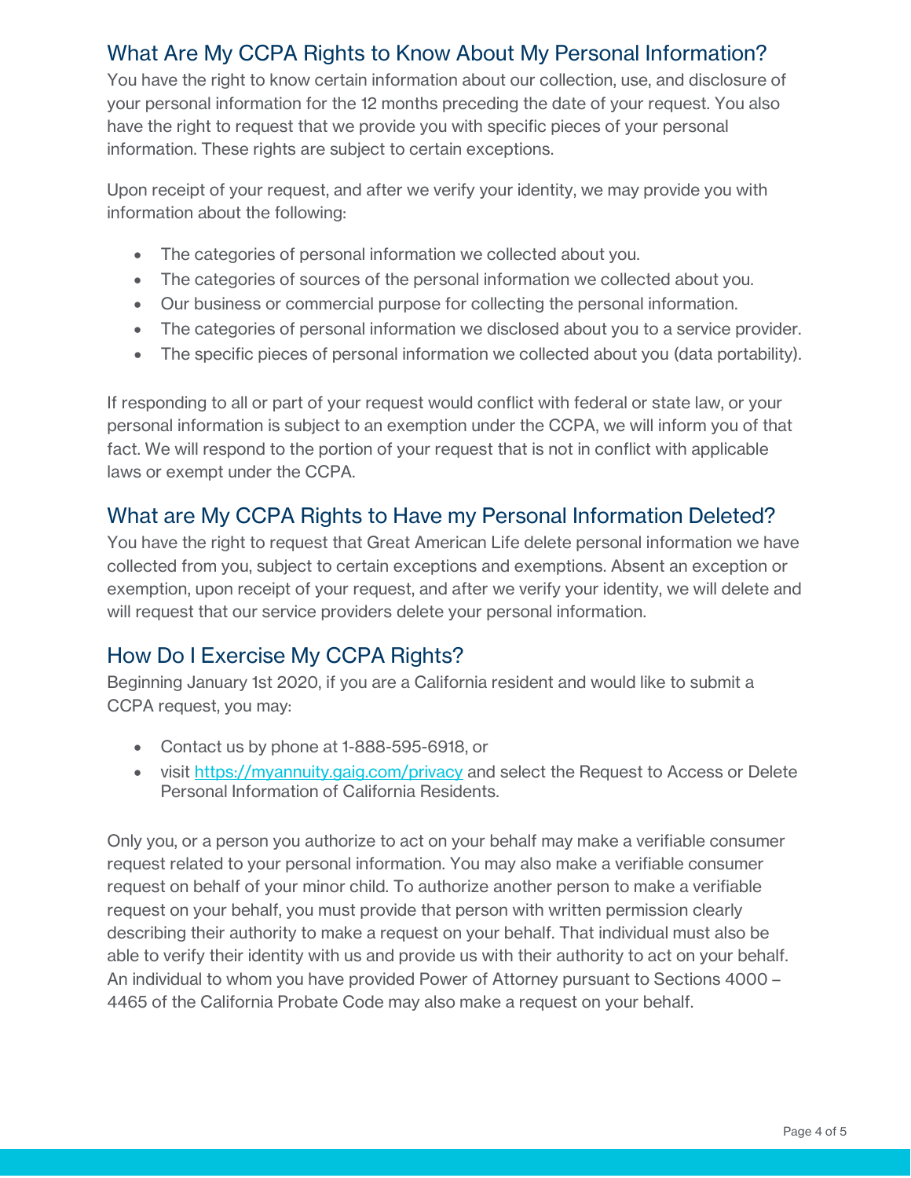## What Are My CCPA Rights to Know About My Personal Information?

You have the right to know certain information about our collection, use, and disclosure of your personal information for the 12 months preceding the date of your request. You also have the right to request that we provide you with specific pieces of your personal information. These rights are subject to certain exceptions.

Upon receipt of your request, and after we verify your identity, we may provide you with information about the following:

- The categories of personal information we collected about you.
- The categories of sources of the personal information we collected about you.
- Our business or commercial purpose for collecting the personal information.
- The categories of personal information we disclosed about you to a service provider.
- The specific pieces of personal information we collected about you (data portability).

If responding to all or part of your request would conflict with federal or state law, or your personal information is subject to an exemption under the CCPA, we will inform you of that fact. We will respond to the portion of your request that is not in conflict with applicable laws or exempt under the CCPA.

## What are My CCPA Rights to Have my Personal Information Deleted?

You have the right to request that Great American Life delete personal information we have collected from you, subject to certain exceptions and exemptions. Absent an exception or exemption, upon receipt of your request, and after we verify your identity, we will delete and will request that our service providers delete your personal information.

## How Do I Exercise My CCPA Rights?

Beginning January 1st 2020, if you are a California resident and would like to submit a CCPA request, you may:

- Contact us by phone at 1-888-595-6918, or
- visit [https://myannuity.gaig.com/privacy](https://myannuity.gaig.com/privacy) and select the Request to Access or Delete Personal Information of California Residents.

Only you, or a person you authorize to act on your behalf may make a verifiable consumer request related to your personal information. You may also make a verifiable consumer request on behalf of your minor child. To authorize another person to make a verifiable request on your behalf, you must provide that person with written permission clearly describing their authority to make a request on your behalf. That individual must also be able to verify their identity with us and provide us with their authority to act on your behalf. An individual to whom you have provided Power of Attorney pursuant to Sections 4000 – 4465 of the California Probate Code may also make a request on your behalf.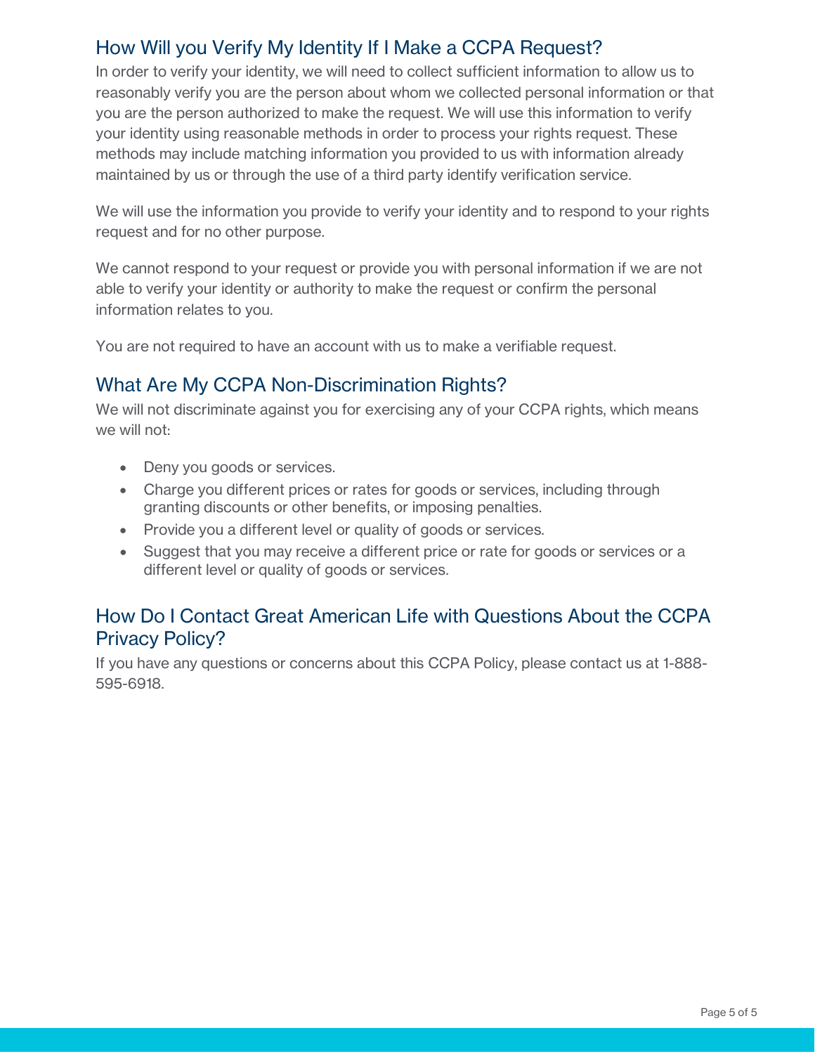## How Will you Verify My Identity If I Make a CCPA Request?

In order to verify your identity, we will need to collect sufficient information to allow us to reasonably verify you are the person about whom we collected personal information or that you are the person authorized to make the request. We will use this information to verify your identity using reasonable methods in order to process your rights request. These methods may include matching information you provided to us with information already maintained by us or through the use of a third party identify verification service.

We will use the information you provide to verify your identity and to respond to your rights request and for no other purpose.

We cannot respond to your request or provide you with personal information if we are not able to verify your identity or authority to make the request or confirm the personal information relates to you.

You are not required to have an account with us to make a verifiable request.

## What Are My CCPA Non-Discrimination Rights?

We will not discriminate against you for exercising any of your CCPA rights, which means we will not:

- Deny you goods or services.
- Charge you different prices or rates for goods or services, including through granting discounts or other benefits, or imposing penalties.
- Provide you a different level or quality of goods or services.
- Suggest that you may receive a different price or rate for goods or services or a different level or quality of goods or services.

## How Do I Contact Great American Life with Questions About the CCPA Privacy Policy?

If you have any questions or concerns about this CCPA Policy, please contact us at 1-888-595-6918.